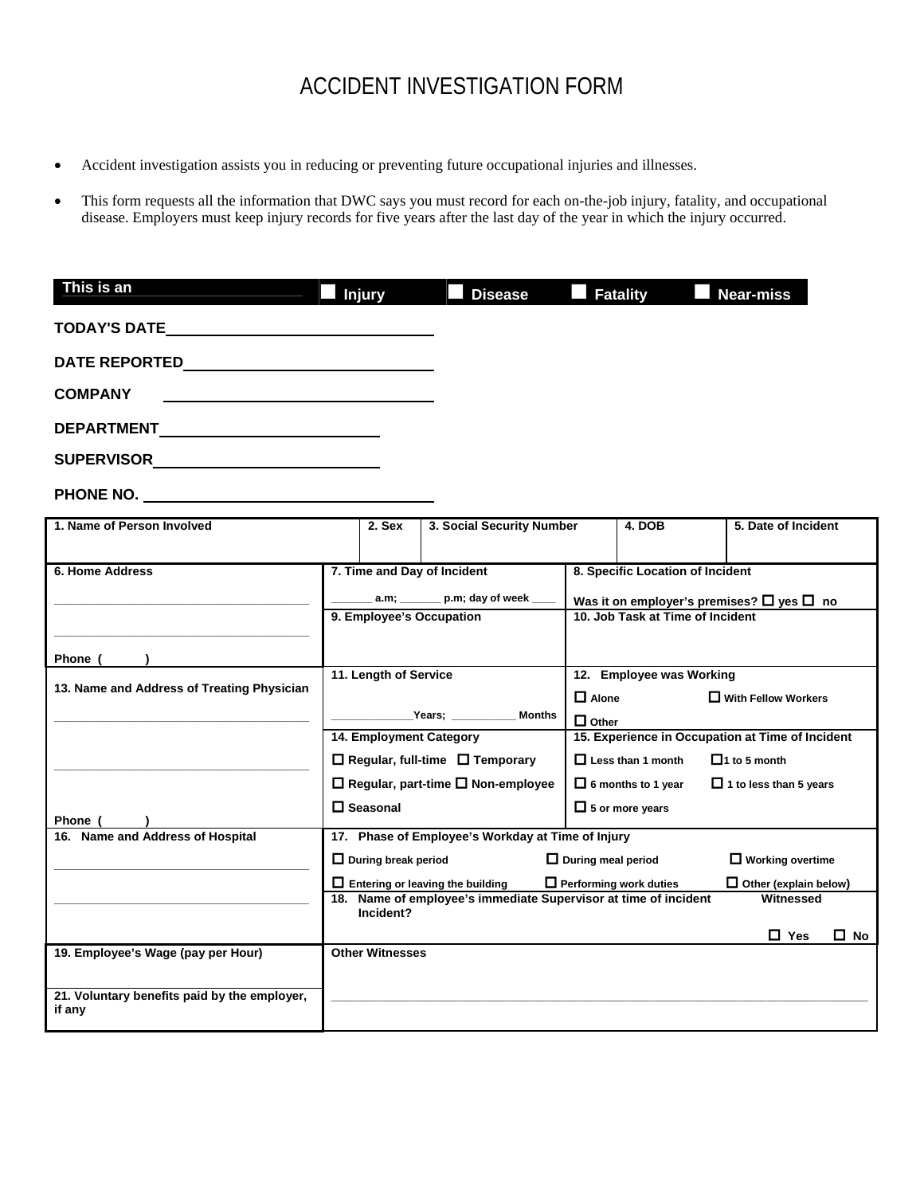# ACCIDENT INVESTIGATION FORM

- Accident investigation assists you in reducing or preventing future occupational injuries and illnesses.
- This form requests all the information that DWC says you must record for each on-the-job injury, fatality, and occupational disease. Employers must keep injury records for five years after the last day of the year in which the injury occurred.

**This is an** ☐ **Injury** ☐ **Disease** ☐ **Fatality** ☐ **Near-miss**

**TODAY'S DATE**\_\_\_\_\_\_\_\_\_\_\_\_\_\_\_\_\_\_\_\_\_\_\_\_\_\_\_\_

**DATE REPORTED**\_\_\_\_\_\_\_\_\_\_\_\_\_\_\_\_\_\_\_\_\_\_\_\_\_\_

**COMPANY** \_\_\_\_\_\_\_\_\_\_\_\_\_\_\_\_\_\_\_\_\_\_\_\_\_\_\_\_

**DEPARTMENT**\_\_\_\_\_\_\_\_\_\_\_\_\_\_\_\_\_\_\_\_\_\_\_\_

**SUPERVISOR**\_\_\_\_\_\_\_\_\_\_\_\_\_\_\_\_\_\_\_\_\_\_\_\_

**PHONE NO.** \_\_\_\_\_\_\_\_\_\_\_\_\_\_\_\_\_\_\_\_\_\_\_\_\_\_\_\_

| **1. Name of Person Involved** | **2. Sex** | **3. Social Security Number** | **4. DOB** | **5. Date of Incident** |
|---|---|---|---|---|
| | | | | |

| **6. Home Address** | **7. Time and Day of Incident** | **8. Specific Location of Incident** |
|---|---|---|
| \_\_\_\_\_\_\_\_\_\_\_\_\_\_\_\_\_\_\_\_ | \_\_\_\_\_\_ a.m; \_\_\_\_\_\_ p.m; day of week \_\_\_\_ | Was it on employer's premises? ☐ yes ☐ no |
| \_\_\_\_\_\_\_\_\_\_\_\_\_\_\_\_\_\_\_\_ | **9. Employee's Occupation** | **10. Job Task at Time of Incident** |
| Phone ( ) | | |
| **13. Name and Address of Treating Physician** | **11. Length of Service** | **12. Employee was Working** |
| \_\_\_\_\_\_\_\_\_\_\_\_\_\_\_\_\_\_\_\_ | \_\_\_\_\_\_\_\_Years; \_\_\_\_\_\_\_\_ Months | ☐ Alone ☐ With Fellow Workers ☐ Other |
| | **14. Employment Category** | **15. Experience in Occupation at Time of Incident** |
| \_\_\_\_\_\_\_\_\_\_\_\_\_\_\_\_\_\_\_\_ | ☐ Regular, full-time ☐ Temporary | ☐ Less than 1 month ☐ 1 to 5 month |
| | ☐ Regular, part-time ☐ Non-employee | ☐ 6 months to 1 year ☐ 1 to less than 5 years |
| Phone ( ) | ☐ Seasonal | ☐ 5 or more years |

| **16. Name and Address of Hospital** | **17. Phase of Employee's Workday at Time of Injury** |
|---|---|
| \_\_\_\_\_\_\_\_\_\_\_\_\_\_\_\_\_\_\_\_ | ☐ During break period ☐ During meal period ☐ Working overtime |
| \_\_\_\_\_\_\_\_\_\_\_\_\_\_\_\_\_\_\_\_ | ☐ Entering or leaving the building ☐ Performing work duties ☐ Other (explain below) |
| | **18. Name of employee's immediate Supervisor at time of incident** — **Witnessed Incident?** ☐ Yes ☐ No |
| **19. Employee's Wage (pay per Hour)** | **Other Witnesses** |
| **21. Voluntary benefits paid by the employer, if any** | \_\_\_\_\_\_\_\_\_\_\_\_\_\_\_\_\_\_\_\_\_\_\_\_\_\_\_\_\_\_\_\_\_\_\_\_\_\_\_\_ |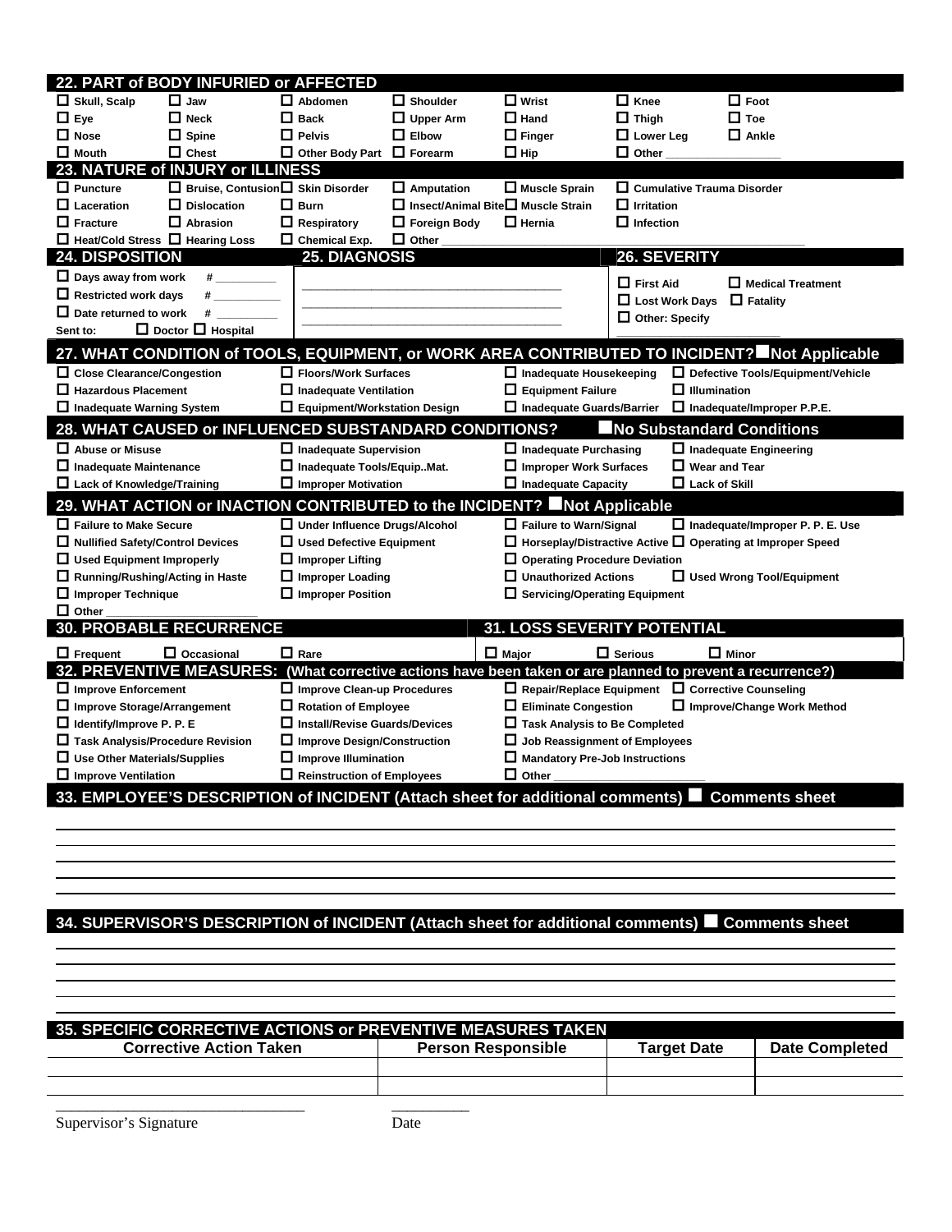## 22. PART of BODY INFURIED or AFFECTED

☐ Skull, Scalp ☐ Jaw ☐ Abdomen ☐ Shoulder ☐ Wrist ☐ Knee ☐ Foot
☐ Eye ☐ Neck ☐ Back ☐ Upper Arm ☐ Hand ☐ Thigh ☐ Toe
☐ Nose ☐ Spine ☐ Pelvis ☐ Elbow ☐ Finger ☐ Lower Leg ☐ Ankle
☐ Mouth ☐ Chest ☐ Other Body Part ☐ Forearm ☐ Hip ☐ Other ___________________

## 23. NATURE of INJURY or ILLINESS

☐ Puncture ☐ Bruise, Contusion ☐ Skin Disorder ☐ Amputation ☐ Muscle Sprain ☐ Cumulative Trauma Disorder
☐ Laceration ☐ Dislocation ☐ Burn ☐ Insect/Animal Bite ☐ Muscle Strain ☐ Irritation
☐ Fracture ☐ Abrasion ☐ Respiratory ☐ Foreign Body ☐ Hernia ☐ Infection
☐ Heat/Cold Stress ☐ Hearing Loss ☐ Chemical Exp. ☐ Other ___________________

## 24. DISPOSITION

☐ Days away from work # __________
☐ Restricted work days # ___________
☐ Date returned to work # __________
Sent to: ☐ Doctor ☐ Hospital

## 25. DIAGNOSIS

_______________________________________
_______________________________________
_______________________________________

## 26. SEVERITY

☐ First Aid ☐ Medical Treatment
☐ Lost Work Days ☐ Fatality
☐ Other: Specify
__________________________

## 27. WHAT CONDITION of TOOLS, EQUIPMENT, or WORK AREA CONTRIBUTED TO INCIDENT? ■ Not Applicable

☐ Close Clearance/Congestion ☐ Floors/Work Surfaces ☐ Inadequate Housekeeping ☐ Defective Tools/Equipment/Vehicle
☐ Hazardous Placement ☐ Inadequate Ventilation ☐ Equipment Failure ☐ Illumination
☐ Inadequate Warning System ☐ Equipment/Workstation Design ☐ Inadequate Guards/Barrier ☐ Inadequate/Improper P.P.E.

## 28. WHAT CAUSED or INFLUENCED SUBSTANDARD CONDITIONS? ■ No Substandard Conditions

☐ Abuse or Misuse ☐ Inadequate Supervision ☐ Inadequate Purchasing ☐ Inadequate Engineering
☐ Inadequate Maintenance ☐ Inadequate Tools/Equip..Mat. ☐ Improper Work Surfaces ☐ Wear and Tear
☐ Lack of Knowledge/Training ☐ Improper Motivation ☐ Inadequate Capacity ☐ Lack of Skill

## 29. WHAT ACTION or INACTION CONTRIBUTED to the INCIDENT? ■ Not Applicable

☐ Failure to Make Secure ☐ Under Influence Drugs/Alcohol ☐ Failure to Warn/Signal ☐ Inadequate/Improper P. P. E. Use
☐ Nullified Safety/Control Devices ☐ Used Defective Equipment ☐ Horseplay/Distractive Active ☐ Operating at Improper Speed
☐ Used Equipment Improperly ☐ Improper Lifting ☐ Operating Procedure Deviation
☐ Running/Rushing/Acting in Haste ☐ Improper Loading ☐ Unauthorized Actions ☐ Used Wrong Tool/Equipment
☐ Improper Technique ☐ Improper Position ☐ Servicing/Operating Equipment
☐ Other ________________________

## 30. PROBABLE RECURRENCE

☐ Frequent ☐ Occasional ☐ Rare

## 31. LOSS SEVERITY POTENTIAL

☐ Major ☐ Serious ☐ Minor

## 32. PREVENTIVE MEASURES: (What corrective actions have been taken or are planned to prevent a recurrence?)

☐ Improve Enforcement ☐ Improve Clean-up Procedures ☐ Repair/Replace Equipment ☐ Corrective Counseling
☐ Improve Storage/Arrangement ☐ Rotation of Employee ☐ Eliminate Congestion ☐ Improve/Change Work Method
☐ Identify/Improve P. P. E ☐ Install/Revise Guards/Devices ☐ Task Analysis to Be Completed
☐ Task Analysis/Procedure Revision ☐ Improve Design/Construction ☐ Job Reassignment of Employees
☐ Use Other Materials/Supplies ☐ Improve Illumination ☐ Mandatory Pre-Job Instructions
☐ Improve Ventilation ☐ Reinstruction of Employees ☐ Other ________________________

## 33. EMPLOYEE'S DESCRIPTION of INCIDENT (Attach sheet for additional comments) ■ Comments sheet

______________________________________________________________________
______________________________________________________________________
______________________________________________________________________
______________________________________________________________________
______________________________________________________________________

## 34. SUPERVISOR'S DESCRIPTION of INCIDENT (Attach sheet for additional comments) ■ Comments sheet

______________________________________________________________________
______________________________________________________________________
______________________________________________________________________
______________________________________________________________________
______________________________________________________________________

## 35. SPECIFIC CORRECTIVE ACTIONS or PREVENTIVE MEASURES TAKEN

| Corrective Action Taken | Person Responsible | Target Date | Date Completed |
|---|---|---|---|
| | | | |
| | | | |

_________________________________ __________
Supervisor's Signature Date